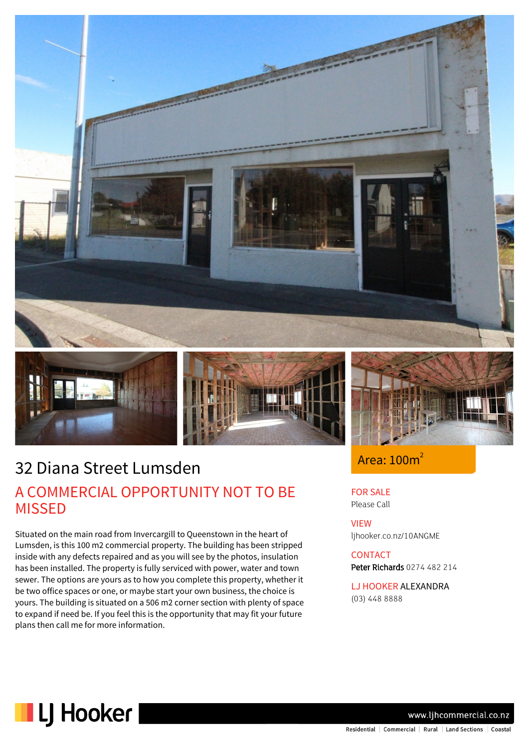# 32 Diana Street Lumsden

## A COMMERCIAL OPPORTUNITY NOT TO BE MISSED

Situated on the main road from Invercargill to Queenstown in the heart of Lumsden, is this 100 m2 commercial property. The building has been stripped inside with any defects repaired and as you will see by the photos, insulation has been installed. The property is fully serviced with power, water and town sewer. The options are yours as to how you complete this property, whether it be two office spaces or one, or maybe start your own business, the choice is yours. The building is situated on a 506 m2 corner section with plenty of space to expand if need be. If you feel this is the opportunity that may fit your future plans then call me for more information.

Area: 100m$^2$

**FOR SALE**
Please Call

**VIEW**
ljhooker.co.nz/10ANGME

**CONTACT**
**Peter Richards** 0274 482 214

**LJ HOOKER ALEXANDRA**
(03) 448 8888

LJ Hooker

www.ljhcommercial.co.nz

Residential | Commercial | Rural | Land Sections | Coastal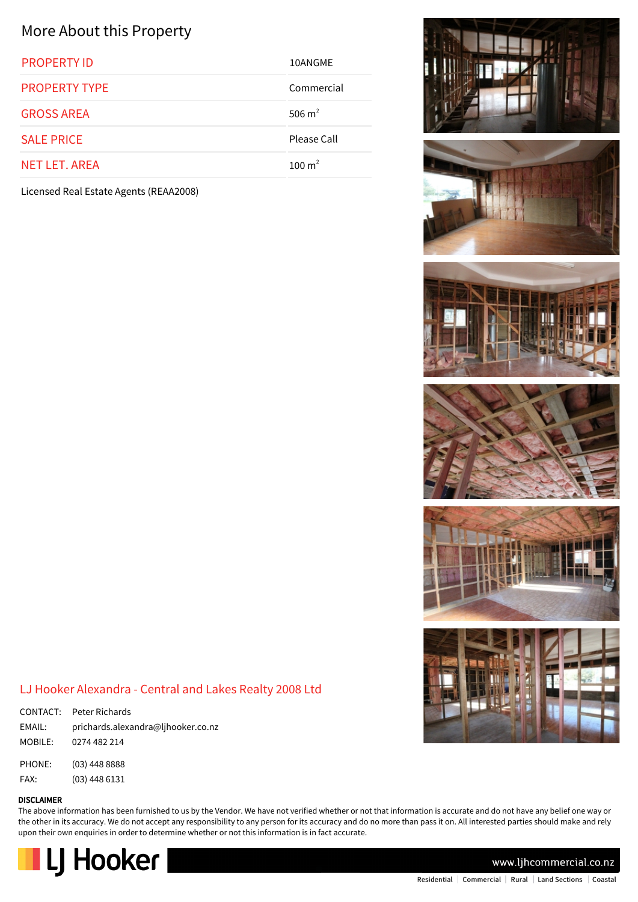## More About this Property

| | |
|---|---|
| PROPERTY ID | 10ANGME |
| PROPERTY TYPE | Commercial |
| GROSS AREA | 506 m$^2$ |
| SALE PRICE | Please Call |
| NET LET. AREA | 100 m$^2$ |

Licensed Real Estate Agents (REAA2008)

### LJ Hooker Alexandra - Central and Lakes Realty 2008 Ltd

CONTACT: Peter Richards
EMAIL: prichards.alexandra@ljhooker.co.nz
MOBILE: 0274 482 214

PHONE: (03) 448 8888
FAX: (03) 448 6131

**DISCLAIMER**

The above information has been furnished to us by the Vendor. We have not verified whether or not that information is accurate and do not have any belief one way or the other in its accuracy. We do not accept any responsibility to any person for its accuracy and do no more than pass it on. All interested parties should make and rely upon their own enquiries in order to determine whether or not this information is in fact accurate.

LJ Hooker

www.ljhcommercial.co.nz

Residential | Commercial | Rural | Land Sections | Coastal